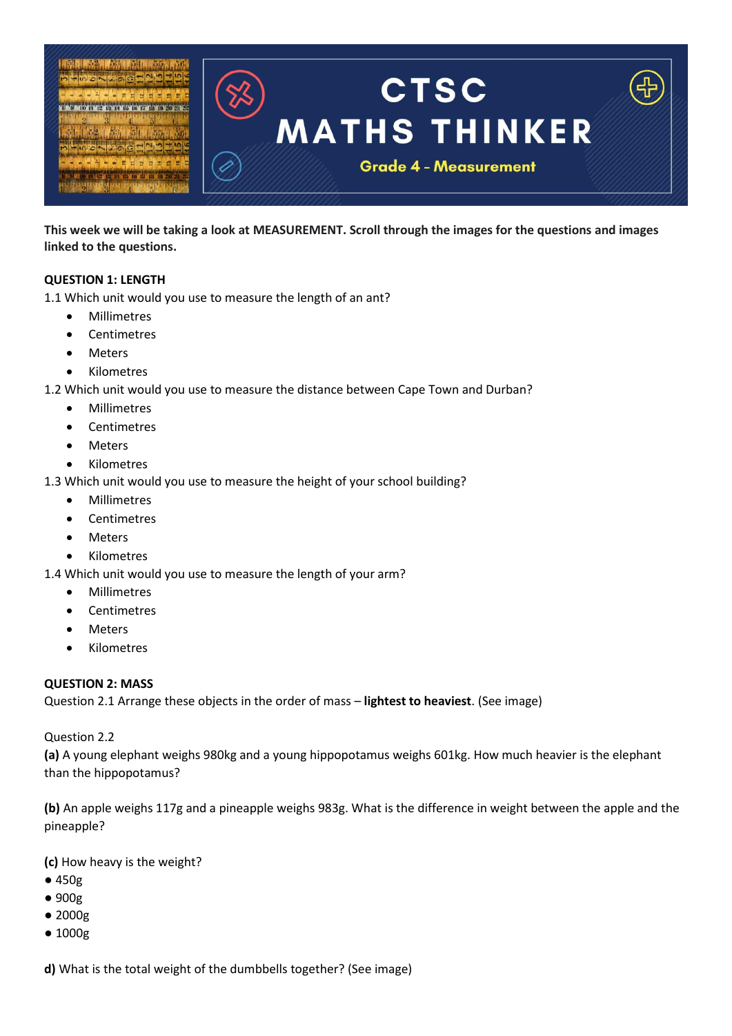# CTSC MATHS THINKER

## Grade 4 - Measurement

**This week we will be taking a look at MEASUREMENT. Scroll through the images for the questions and images linked to the questions.**

**QUESTION 1: LENGTH**

1.1 Which unit would you use to measure the length of an ant?

- Millimetres
- Centimetres
- Meters
- Kilometres

1.2 Which unit would you use to measure the distance between Cape Town and Durban?

- Millimetres
- Centimetres
- Meters
- Kilometres

1.3 Which unit would you use to measure the height of your school building?

- Millimetres
- Centimetres
- Meters
- Kilometres

1.4 Which unit would you use to measure the length of your arm?

- Millimetres
- Centimetres
- Meters
- Kilometres

**QUESTION 2: MASS**

Question 2.1 Arrange these objects in the order of mass – **lightest to heaviest**. (See image)

Question 2.2

**(a)** A young elephant weighs 980kg and a young hippopotamus weighs 601kg. How much heavier is the elephant than the hippopotamus?

**(b)** An apple weighs 117g and a pineapple weighs 983g. What is the difference in weight between the apple and the pineapple?

**(c)** How heavy is the weight?

- 450g
- 900g
- 2000g
- 1000g

**d)** What is the total weight of the dumbbells together? (See image)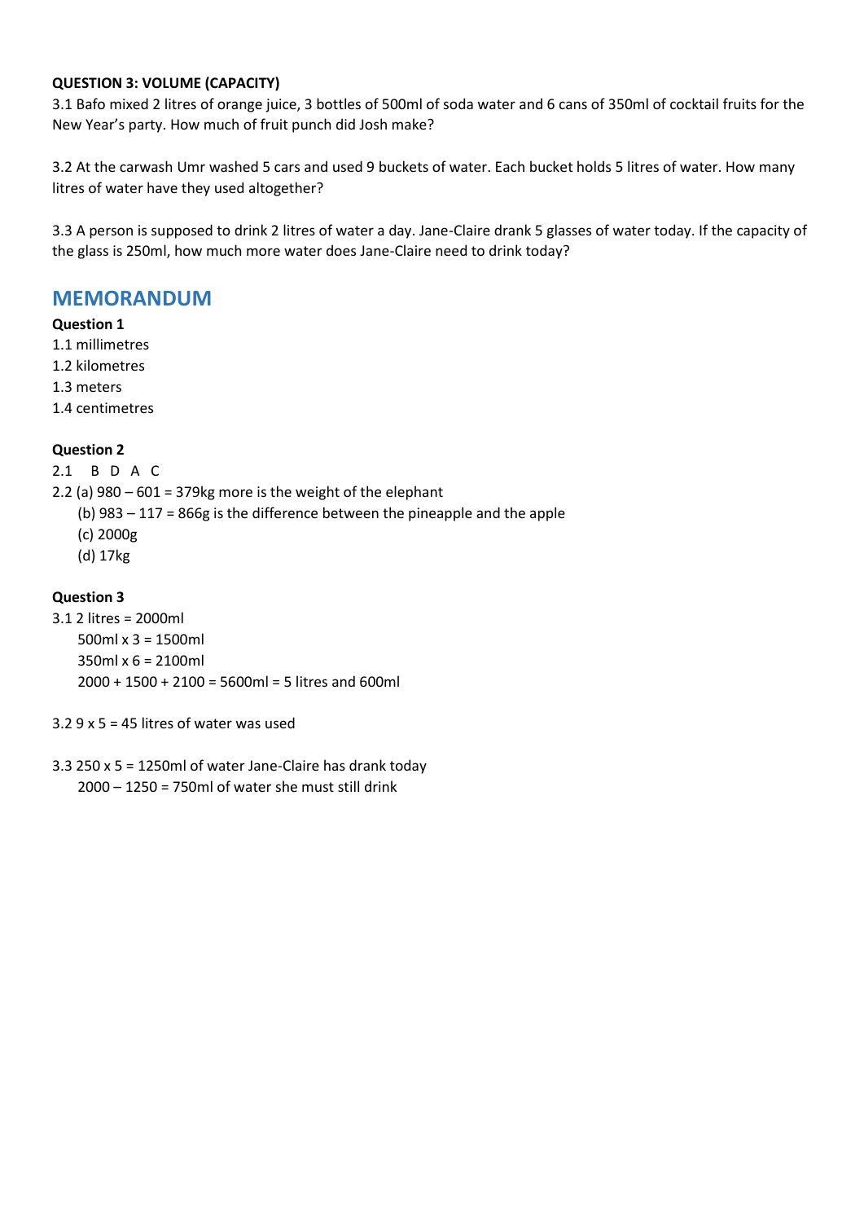**QUESTION 3: VOLUME (CAPACITY)**

3.1 Bafo mixed 2 litres of orange juice, 3 bottles of 500ml of soda water and 6 cans of 350ml of cocktail fruits for the New Year's party. How much of fruit punch did Josh make?

3.2 At the carwash Umr washed 5 cars and used 9 buckets of water. Each bucket holds 5 litres of water. How many litres of water have they used altogether?

3.3 A person is supposed to drink 2 litres of water a day. Jane-Claire drank 5 glasses of water today. If the capacity of the glass is 250ml, how much more water does Jane-Claire need to drink today?

## MEMORANDUM

**Question 1**

1.1 millimetres
1.2 kilometres
1.3 meters
1.4 centimetres

**Question 2**

2.1 B D A C

2.2 (a) 980 – 601 = 379kg more is the weight of the elephant
(b) 983 – 117 = 866g is the difference between the pineapple and the apple
(c) 2000g
(d) 17kg

**Question 3**

3.1 2 litres = 2000ml
500ml x 3 = 1500ml
350ml x 6 = 2100ml
2000 + 1500 + 2100 = 5600ml = 5 litres and 600ml

3.2 9 x 5 = 45 litres of water was used

3.3 250 x 5 = 1250ml of water Jane-Claire has drank today
2000 – 1250 = 750ml of water she must still drink